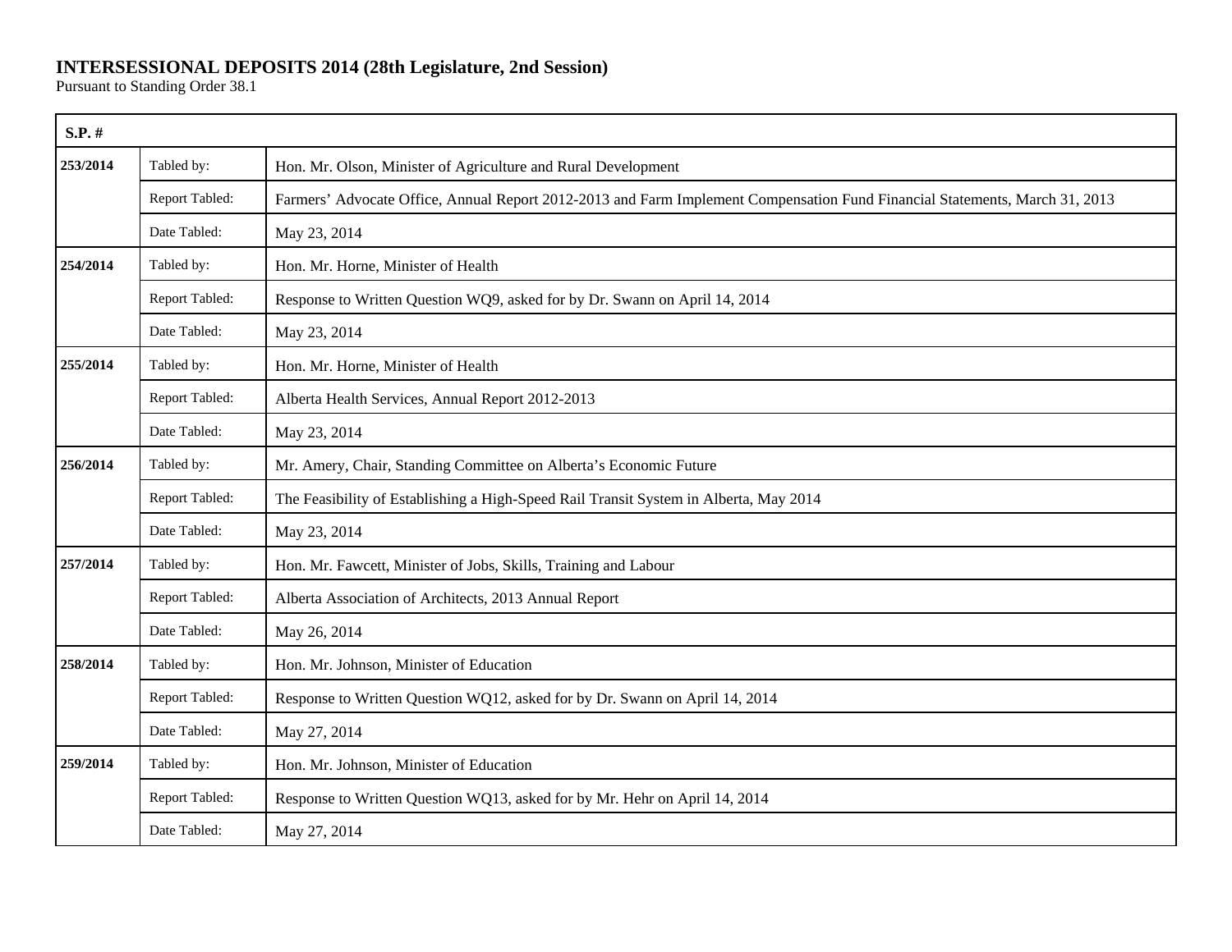# INTERSESSIONAL DEPOSITS 2014 (28th Legislature, 2nd Session)

Pursuant to Standing Order 38.1

| S.P. # | | |
|---|---|---|
| **253/2014** | Tabled by: | Hon. Mr. Olson, Minister of Agriculture and Rural Development |
| | Report Tabled: | Farmers' Advocate Office, Annual Report 2012-2013 and Farm Implement Compensation Fund Financial Statements, March 31, 2013 |
| | Date Tabled: | May 23, 2014 |
| **254/2014** | Tabled by: | Hon. Mr. Horne, Minister of Health |
| | Report Tabled: | Response to Written Question WQ9, asked for by Dr. Swann on April 14, 2014 |
| | Date Tabled: | May 23, 2014 |
| **255/2014** | Tabled by: | Hon. Mr. Horne, Minister of Health |
| | Report Tabled: | Alberta Health Services, Annual Report 2012-2013 |
| | Date Tabled: | May 23, 2014 |
| **256/2014** | Tabled by: | Mr. Amery, Chair, Standing Committee on Alberta's Economic Future |
| | Report Tabled: | The Feasibility of Establishing a High-Speed Rail Transit System in Alberta, May 2014 |
| | Date Tabled: | May 23, 2014 |
| **257/2014** | Tabled by: | Hon. Mr. Fawcett, Minister of Jobs, Skills, Training and Labour |
| | Report Tabled: | Alberta Association of Architects, 2013 Annual Report |
| | Date Tabled: | May 26, 2014 |
| **258/2014** | Tabled by: | Hon. Mr. Johnson, Minister of Education |
| | Report Tabled: | Response to Written Question WQ12, asked for by Dr. Swann on April 14, 2014 |
| | Date Tabled: | May 27, 2014 |
| **259/2014** | Tabled by: | Hon. Mr. Johnson, Minister of Education |
| | Report Tabled: | Response to Written Question WQ13, asked for by Mr. Hehr on April 14, 2014 |
| | Date Tabled: | May 27, 2014 |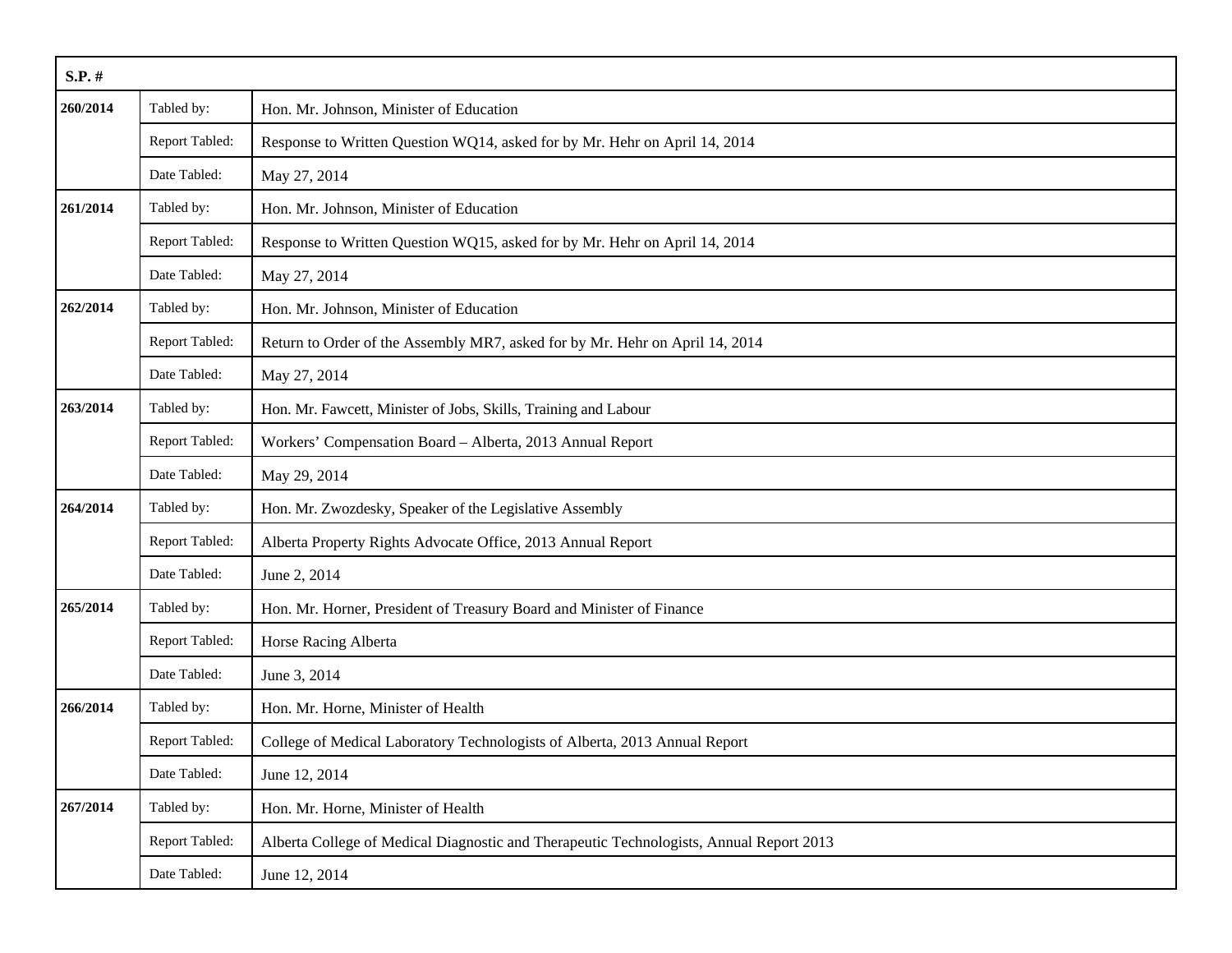| S.P. # | | |
|---|---|---|
| 260/2014 | Tabled by: | Hon. Mr. Johnson, Minister of Education |
| | Report Tabled: | Response to Written Question WQ14, asked for by Mr. Hehr on April 14, 2014 |
| | Date Tabled: | May 27, 2014 |
| 261/2014 | Tabled by: | Hon. Mr. Johnson, Minister of Education |
| | Report Tabled: | Response to Written Question WQ15, asked for by Mr. Hehr on April 14, 2014 |
| | Date Tabled: | May 27, 2014 |
| 262/2014 | Tabled by: | Hon. Mr. Johnson, Minister of Education |
| | Report Tabled: | Return to Order of the Assembly MR7, asked for by Mr. Hehr on April 14, 2014 |
| | Date Tabled: | May 27, 2014 |
| 263/2014 | Tabled by: | Hon. Mr. Fawcett, Minister of Jobs, Skills, Training and Labour |
| | Report Tabled: | Workers' Compensation Board – Alberta, 2013 Annual Report |
| | Date Tabled: | May 29, 2014 |
| 264/2014 | Tabled by: | Hon. Mr. Zwozdesky, Speaker of the Legislative Assembly |
| | Report Tabled: | Alberta Property Rights Advocate Office, 2013 Annual Report |
| | Date Tabled: | June 2, 2014 |
| 265/2014 | Tabled by: | Hon. Mr. Horner, President of Treasury Board and Minister of Finance |
| | Report Tabled: | Horse Racing Alberta |
| | Date Tabled: | June 3, 2014 |
| 266/2014 | Tabled by: | Hon. Mr. Horne, Minister of Health |
| | Report Tabled: | College of Medical Laboratory Technologists of Alberta, 2013 Annual Report |
| | Date Tabled: | June 12, 2014 |
| 267/2014 | Tabled by: | Hon. Mr. Horne, Minister of Health |
| | Report Tabled: | Alberta College of Medical Diagnostic and Therapeutic Technologists, Annual Report 2013 |
| | Date Tabled: | June 12, 2014 |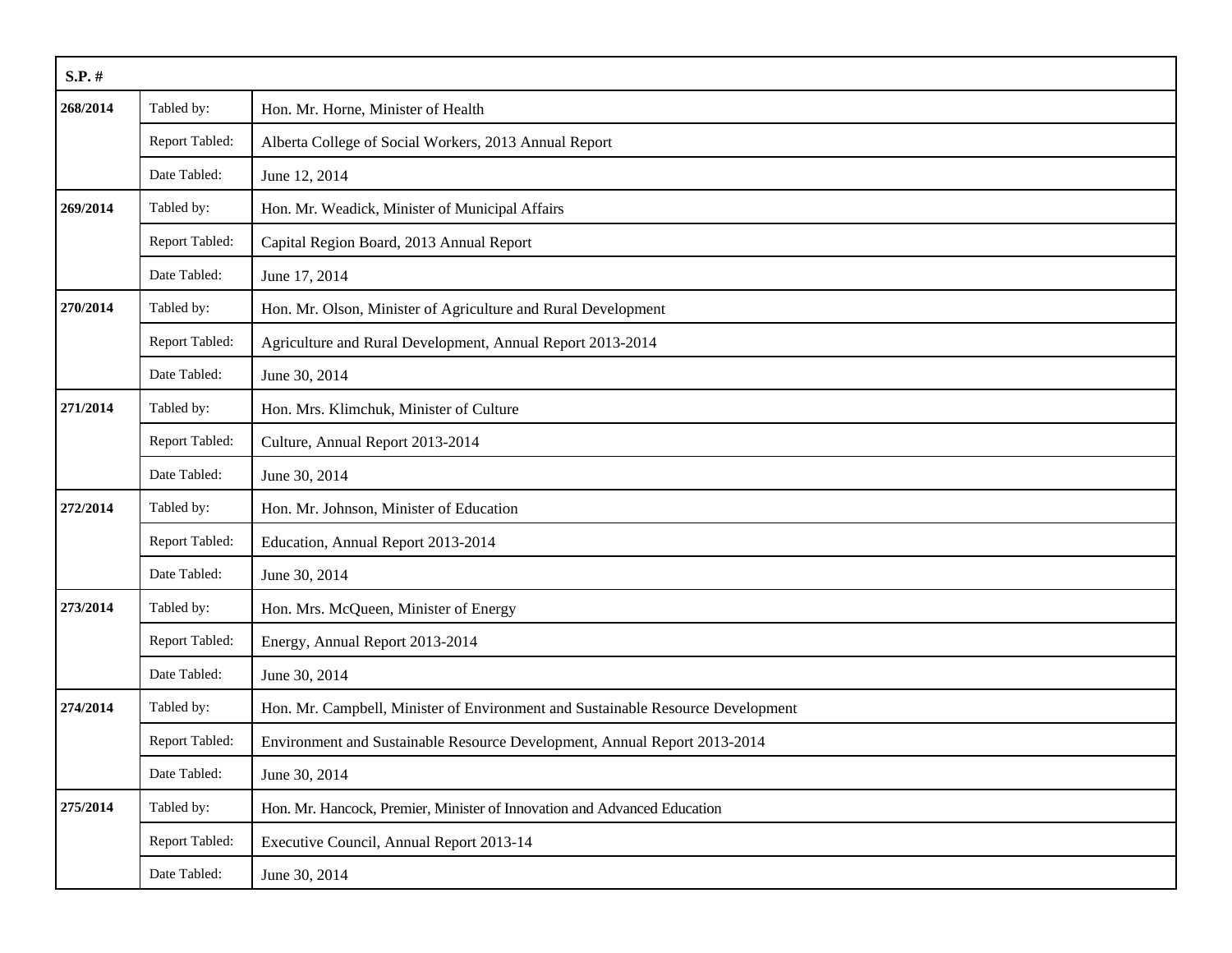| S.P. # | | |
|---|---|---|
| 268/2014 | Tabled by: | Hon. Mr. Horne, Minister of Health |
| | Report Tabled: | Alberta College of Social Workers, 2013 Annual Report |
| | Date Tabled: | June 12, 2014 |
| 269/2014 | Tabled by: | Hon. Mr. Weadick, Minister of Municipal Affairs |
| | Report Tabled: | Capital Region Board, 2013 Annual Report |
| | Date Tabled: | June 17, 2014 |
| 270/2014 | Tabled by: | Hon. Mr. Olson, Minister of Agriculture and Rural Development |
| | Report Tabled: | Agriculture and Rural Development, Annual Report 2013-2014 |
| | Date Tabled: | June 30, 2014 |
| 271/2014 | Tabled by: | Hon. Mrs. Klimchuk, Minister of Culture |
| | Report Tabled: | Culture, Annual Report 2013-2014 |
| | Date Tabled: | June 30, 2014 |
| 272/2014 | Tabled by: | Hon. Mr. Johnson, Minister of Education |
| | Report Tabled: | Education, Annual Report 2013-2014 |
| | Date Tabled: | June 30, 2014 |
| 273/2014 | Tabled by: | Hon. Mrs. McQueen, Minister of Energy |
| | Report Tabled: | Energy, Annual Report 2013-2014 |
| | Date Tabled: | June 30, 2014 |
| 274/2014 | Tabled by: | Hon. Mr. Campbell, Minister of Environment and Sustainable Resource Development |
| | Report Tabled: | Environment and Sustainable Resource Development, Annual Report 2013-2014 |
| | Date Tabled: | June 30, 2014 |
| 275/2014 | Tabled by: | Hon. Mr. Hancock, Premier, Minister of Innovation and Advanced Education |
| | Report Tabled: | Executive Council, Annual Report 2013-14 |
| | Date Tabled: | June 30, 2014 |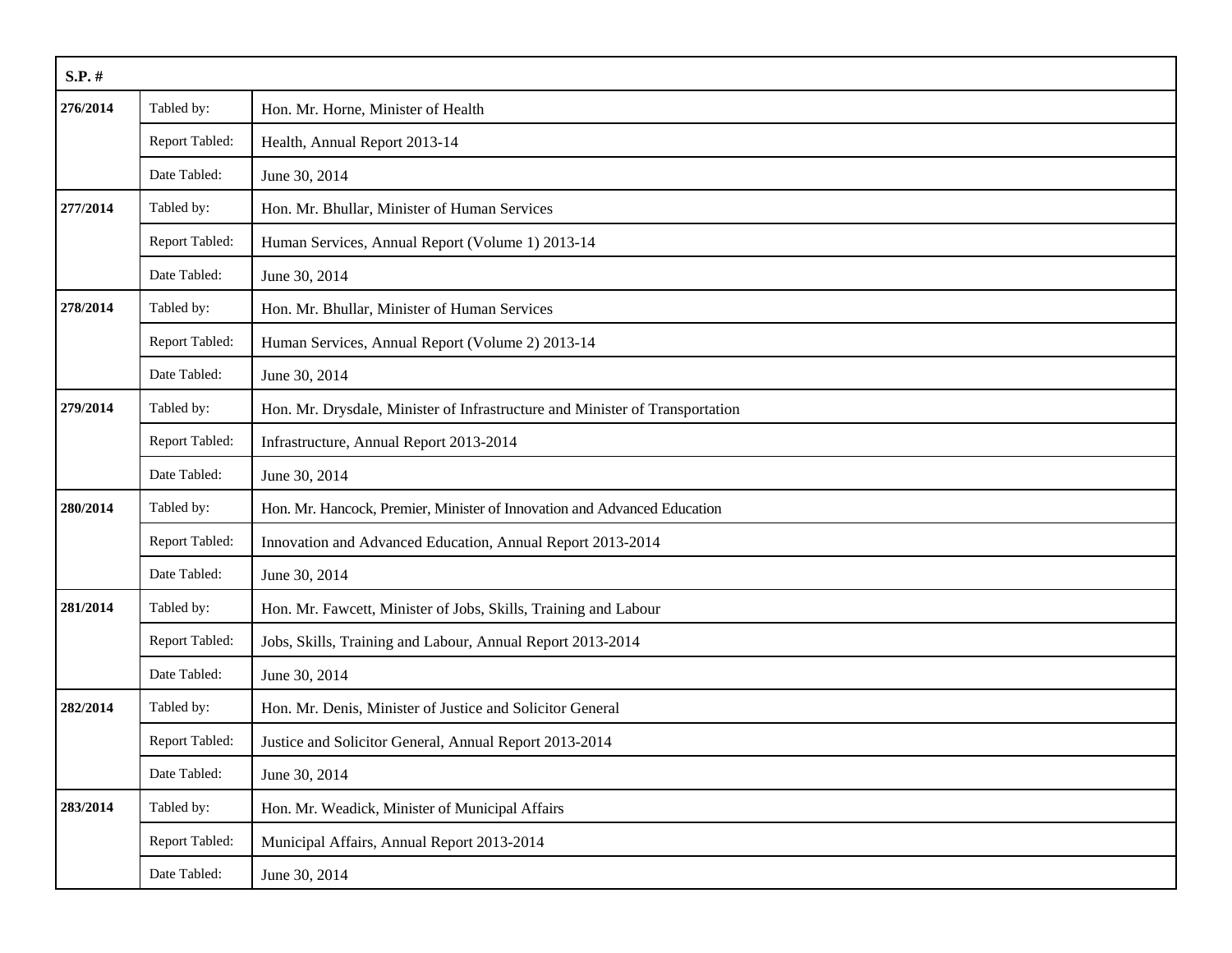| S.P. # | | |
|---|---|---|
| **276/2014** | Tabled by: | Hon. Mr. Horne, Minister of Health |
| | Report Tabled: | Health, Annual Report 2013-14 |
| | Date Tabled: | June 30, 2014 |
| **277/2014** | Tabled by: | Hon. Mr. Bhullar, Minister of Human Services |
| | Report Tabled: | Human Services, Annual Report (Volume 1) 2013-14 |
| | Date Tabled: | June 30, 2014 |
| **278/2014** | Tabled by: | Hon. Mr. Bhullar, Minister of Human Services |
| | Report Tabled: | Human Services, Annual Report (Volume 2) 2013-14 |
| | Date Tabled: | June 30, 2014 |
| **279/2014** | Tabled by: | Hon. Mr. Drysdale, Minister of Infrastructure and Minister of Transportation |
| | Report Tabled: | Infrastructure, Annual Report 2013-2014 |
| | Date Tabled: | June 30, 2014 |
| **280/2014** | Tabled by: | Hon. Mr. Hancock, Premier, Minister of Innovation and Advanced Education |
| | Report Tabled: | Innovation and Advanced Education, Annual Report 2013-2014 |
| | Date Tabled: | June 30, 2014 |
| **281/2014** | Tabled by: | Hon. Mr. Fawcett, Minister of Jobs, Skills, Training and Labour |
| | Report Tabled: | Jobs, Skills, Training and Labour, Annual Report 2013-2014 |
| | Date Tabled: | June 30, 2014 |
| **282/2014** | Tabled by: | Hon. Mr. Denis, Minister of Justice and Solicitor General |
| | Report Tabled: | Justice and Solicitor General, Annual Report 2013-2014 |
| | Date Tabled: | June 30, 2014 |
| **283/2014** | Tabled by: | Hon. Mr. Weadick, Minister of Municipal Affairs |
| | Report Tabled: | Municipal Affairs, Annual Report 2013-2014 |
| | Date Tabled: | June 30, 2014 |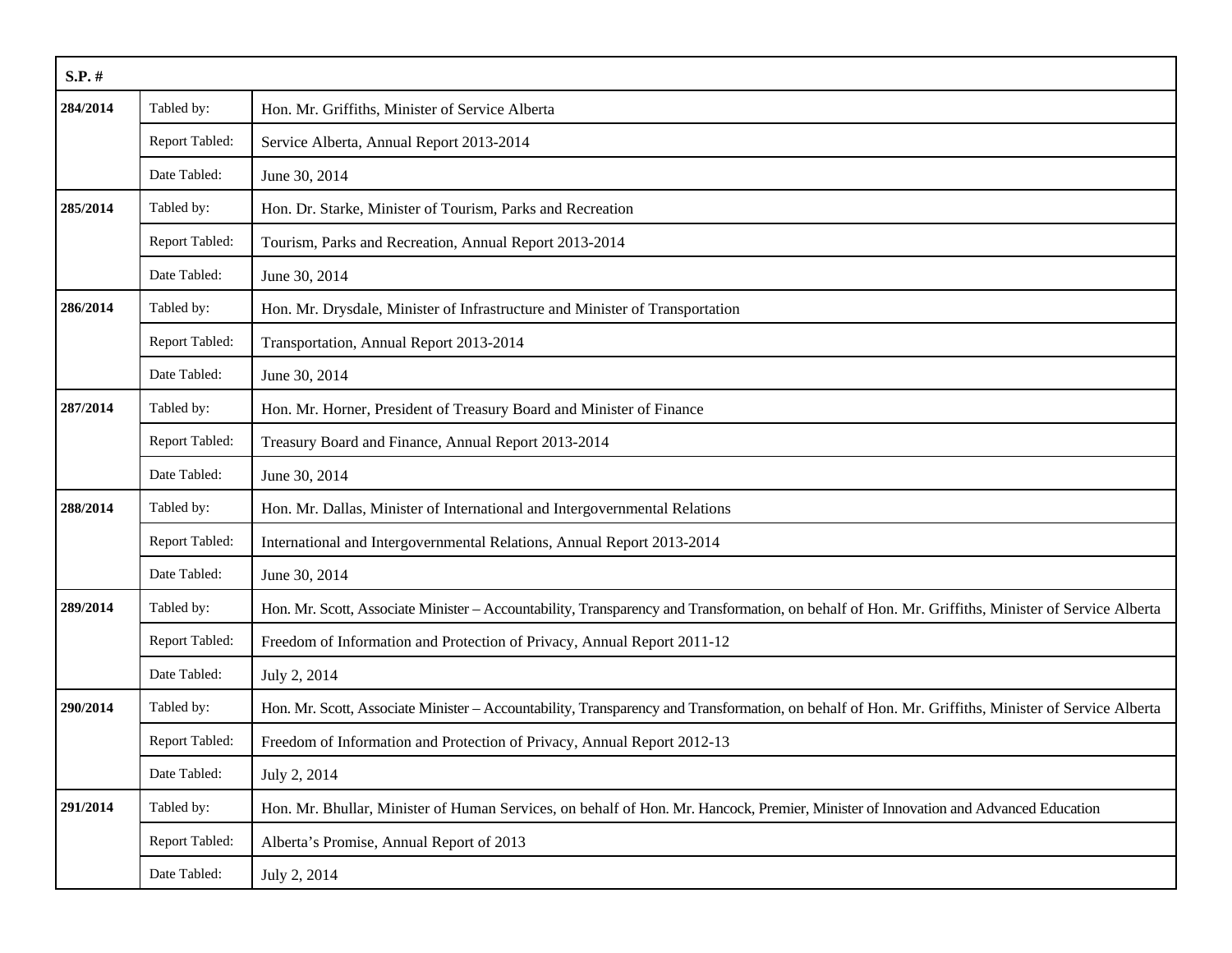| S.P. # | | |
|---|---|---|
| 284/2014 | Tabled by: | Hon. Mr. Griffiths, Minister of Service Alberta |
| | Report Tabled: | Service Alberta, Annual Report 2013-2014 |
| | Date Tabled: | June 30, 2014 |
| 285/2014 | Tabled by: | Hon. Dr. Starke, Minister of Tourism, Parks and Recreation |
| | Report Tabled: | Tourism, Parks and Recreation, Annual Report 2013-2014 |
| | Date Tabled: | June 30, 2014 |
| 286/2014 | Tabled by: | Hon. Mr. Drysdale, Minister of Infrastructure and Minister of Transportation |
| | Report Tabled: | Transportation, Annual Report 2013-2014 |
| | Date Tabled: | June 30, 2014 |
| 287/2014 | Tabled by: | Hon. Mr. Horner, President of Treasury Board and Minister of Finance |
| | Report Tabled: | Treasury Board and Finance, Annual Report 2013-2014 |
| | Date Tabled: | June 30, 2014 |
| 288/2014 | Tabled by: | Hon. Mr. Dallas, Minister of International and Intergovernmental Relations |
| | Report Tabled: | International and Intergovernmental Relations, Annual Report 2013-2014 |
| | Date Tabled: | June 30, 2014 |
| 289/2014 | Tabled by: | Hon. Mr. Scott, Associate Minister – Accountability, Transparency and Transformation, on behalf of Hon. Mr. Griffiths, Minister of Service Alberta |
| | Report Tabled: | Freedom of Information and Protection of Privacy, Annual Report 2011-12 |
| | Date Tabled: | July 2, 2014 |
| 290/2014 | Tabled by: | Hon. Mr. Scott, Associate Minister – Accountability, Transparency and Transformation, on behalf of Hon. Mr. Griffiths, Minister of Service Alberta |
| | Report Tabled: | Freedom of Information and Protection of Privacy, Annual Report 2012-13 |
| | Date Tabled: | July 2, 2014 |
| 291/2014 | Tabled by: | Hon. Mr. Bhullar, Minister of Human Services, on behalf of Hon. Mr. Hancock, Premier, Minister of Innovation and Advanced Education |
| | Report Tabled: | Alberta's Promise, Annual Report of 2013 |
| | Date Tabled: | July 2, 2014 |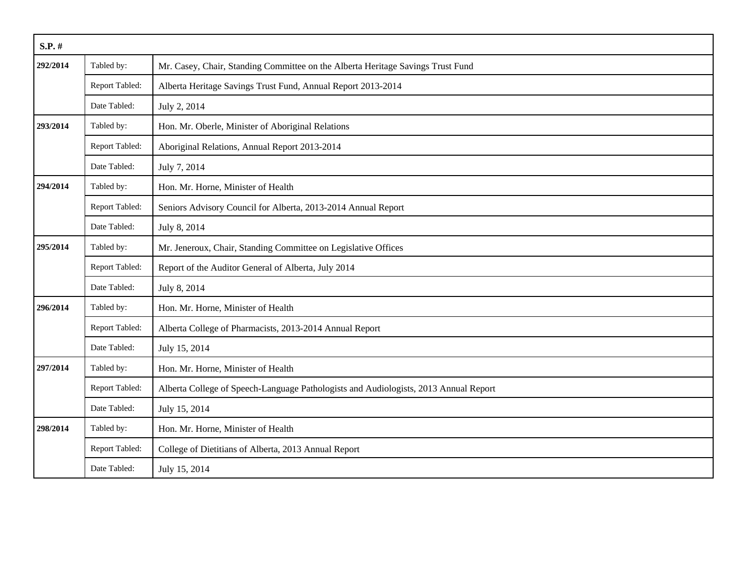| S.P. # | | |
|---|---|---|
| **292/2014** | Tabled by: | Mr. Casey, Chair, Standing Committee on the Alberta Heritage Savings Trust Fund |
| | Report Tabled: | Alberta Heritage Savings Trust Fund, Annual Report 2013-2014 |
| | Date Tabled: | July 2, 2014 |
| **293/2014** | Tabled by: | Hon. Mr. Oberle, Minister of Aboriginal Relations |
| | Report Tabled: | Aboriginal Relations, Annual Report 2013-2014 |
| | Date Tabled: | July 7, 2014 |
| **294/2014** | Tabled by: | Hon. Mr. Horne, Minister of Health |
| | Report Tabled: | Seniors Advisory Council for Alberta, 2013-2014 Annual Report |
| | Date Tabled: | July 8, 2014 |
| **295/2014** | Tabled by: | Mr. Jeneroux, Chair, Standing Committee on Legislative Offices |
| | Report Tabled: | Report of the Auditor General of Alberta, July 2014 |
| | Date Tabled: | July 8, 2014 |
| **296/2014** | Tabled by: | Hon. Mr. Horne, Minister of Health |
| | Report Tabled: | Alberta College of Pharmacists, 2013-2014 Annual Report |
| | Date Tabled: | July 15, 2014 |
| **297/2014** | Tabled by: | Hon. Mr. Horne, Minister of Health |
| | Report Tabled: | Alberta College of Speech-Language Pathologists and Audiologists, 2013 Annual Report |
| | Date Tabled: | July 15, 2014 |
| **298/2014** | Tabled by: | Hon. Mr. Horne, Minister of Health |
| | Report Tabled: | College of Dietitians of Alberta, 2013 Annual Report |
| | Date Tabled: | July 15, 2014 |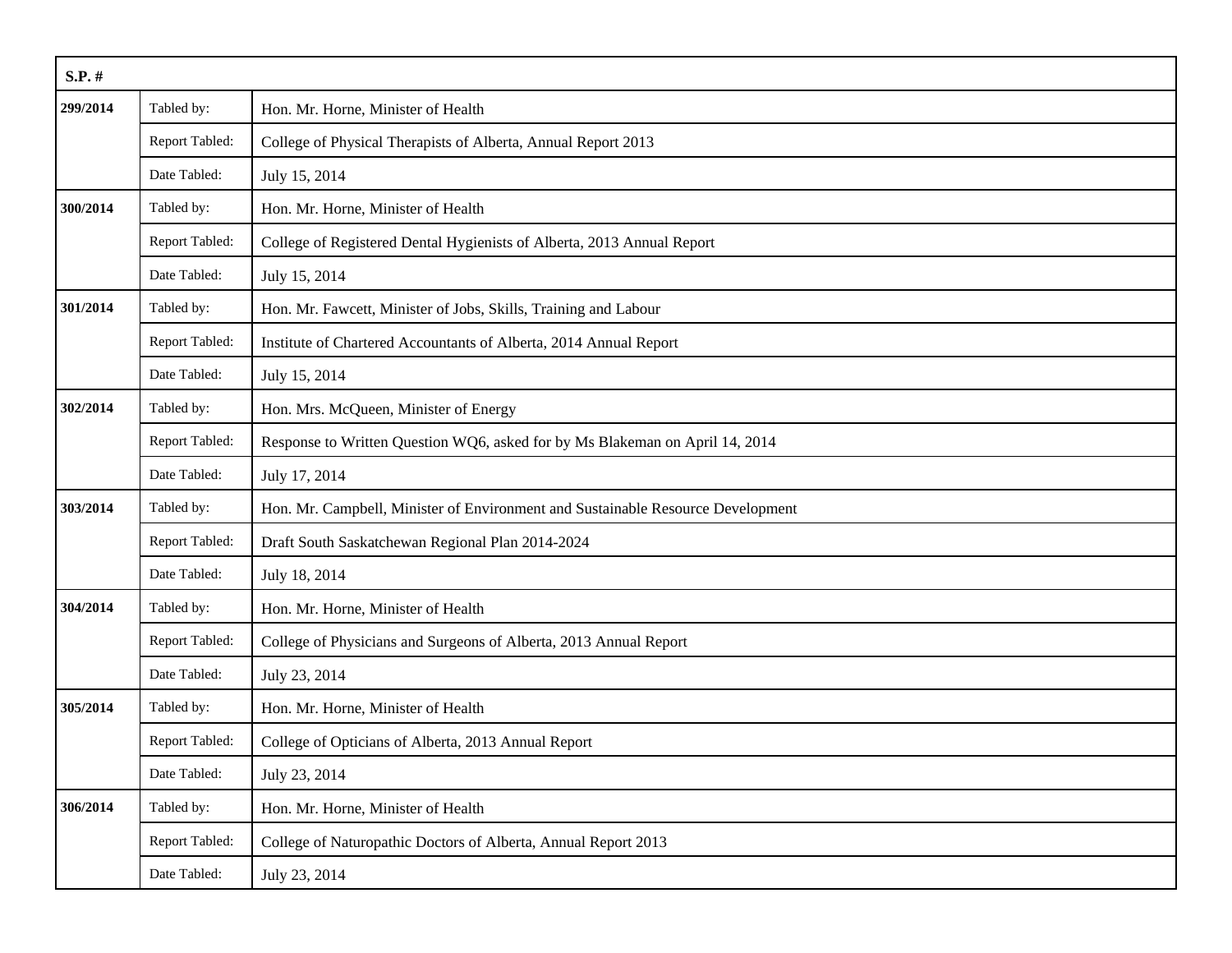| S.P. # | | |
|---|---|---|
| **299/2014** | Tabled by: | Hon. Mr. Horne, Minister of Health |
| | Report Tabled: | College of Physical Therapists of Alberta, Annual Report 2013 |
| | Date Tabled: | July 15, 2014 |
| **300/2014** | Tabled by: | Hon. Mr. Horne, Minister of Health |
| | Report Tabled: | College of Registered Dental Hygienists of Alberta, 2013 Annual Report |
| | Date Tabled: | July 15, 2014 |
| **301/2014** | Tabled by: | Hon. Mr. Fawcett, Minister of Jobs, Skills, Training and Labour |
| | Report Tabled: | Institute of Chartered Accountants of Alberta, 2014 Annual Report |
| | Date Tabled: | July 15, 2014 |
| **302/2014** | Tabled by: | Hon. Mrs. McQueen, Minister of Energy |
| | Report Tabled: | Response to Written Question WQ6, asked for by Ms Blakeman on April 14, 2014 |
| | Date Tabled: | July 17, 2014 |
| **303/2014** | Tabled by: | Hon. Mr. Campbell, Minister of Environment and Sustainable Resource Development |
| | Report Tabled: | Draft South Saskatchewan Regional Plan 2014-2024 |
| | Date Tabled: | July 18, 2014 |
| **304/2014** | Tabled by: | Hon. Mr. Horne, Minister of Health |
| | Report Tabled: | College of Physicians and Surgeons of Alberta, 2013 Annual Report |
| | Date Tabled: | July 23, 2014 |
| **305/2014** | Tabled by: | Hon. Mr. Horne, Minister of Health |
| | Report Tabled: | College of Opticians of Alberta, 2013 Annual Report |
| | Date Tabled: | July 23, 2014 |
| **306/2014** | Tabled by: | Hon. Mr. Horne, Minister of Health |
| | Report Tabled: | College of Naturopathic Doctors of Alberta, Annual Report 2013 |
| | Date Tabled: | July 23, 2014 |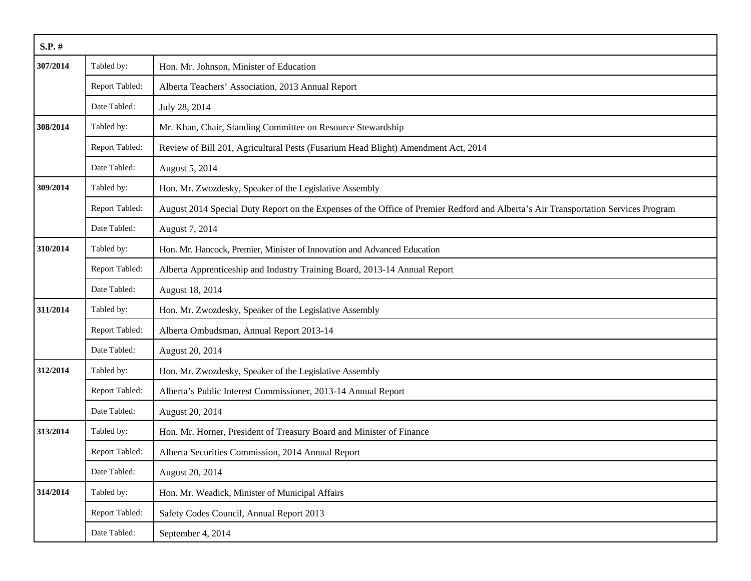| S.P. # | | |
|---|---|---|
| **307/2014** | Tabled by: | Hon. Mr. Johnson, Minister of Education |
| | Report Tabled: | Alberta Teachers' Association, 2013 Annual Report |
| | Date Tabled: | July 28, 2014 |
| **308/2014** | Tabled by: | Mr. Khan, Chair, Standing Committee on Resource Stewardship |
| | Report Tabled: | Review of Bill 201, Agricultural Pests (Fusarium Head Blight) Amendment Act, 2014 |
| | Date Tabled: | August 5, 2014 |
| **309/2014** | Tabled by: | Hon. Mr. Zwozdesky, Speaker of the Legislative Assembly |
| | Report Tabled: | August 2014 Special Duty Report on the Expenses of the Office of Premier Redford and Alberta's Air Transportation Services Program |
| | Date Tabled: | August 7, 2014 |
| **310/2014** | Tabled by: | Hon. Mr. Hancock, Premier, Minister of Innovation and Advanced Education |
| | Report Tabled: | Alberta Apprenticeship and Industry Training Board, 2013-14 Annual Report |
| | Date Tabled: | August 18, 2014 |
| **311/2014** | Tabled by: | Hon. Mr. Zwozdesky, Speaker of the Legislative Assembly |
| | Report Tabled: | Alberta Ombudsman, Annual Report 2013-14 |
| | Date Tabled: | August 20, 2014 |
| **312/2014** | Tabled by: | Hon. Mr. Zwozdesky, Speaker of the Legislative Assembly |
| | Report Tabled: | Alberta's Public Interest Commissioner, 2013-14 Annual Report |
| | Date Tabled: | August 20, 2014 |
| **313/2014** | Tabled by: | Hon. Mr. Horner, President of Treasury Board and Minister of Finance |
| | Report Tabled: | Alberta Securities Commission, 2014 Annual Report |
| | Date Tabled: | August 20, 2014 |
| **314/2014** | Tabled by: | Hon. Mr. Weadick, Minister of Municipal Affairs |
| | Report Tabled: | Safety Codes Council, Annual Report 2013 |
| | Date Tabled: | September 4, 2014 |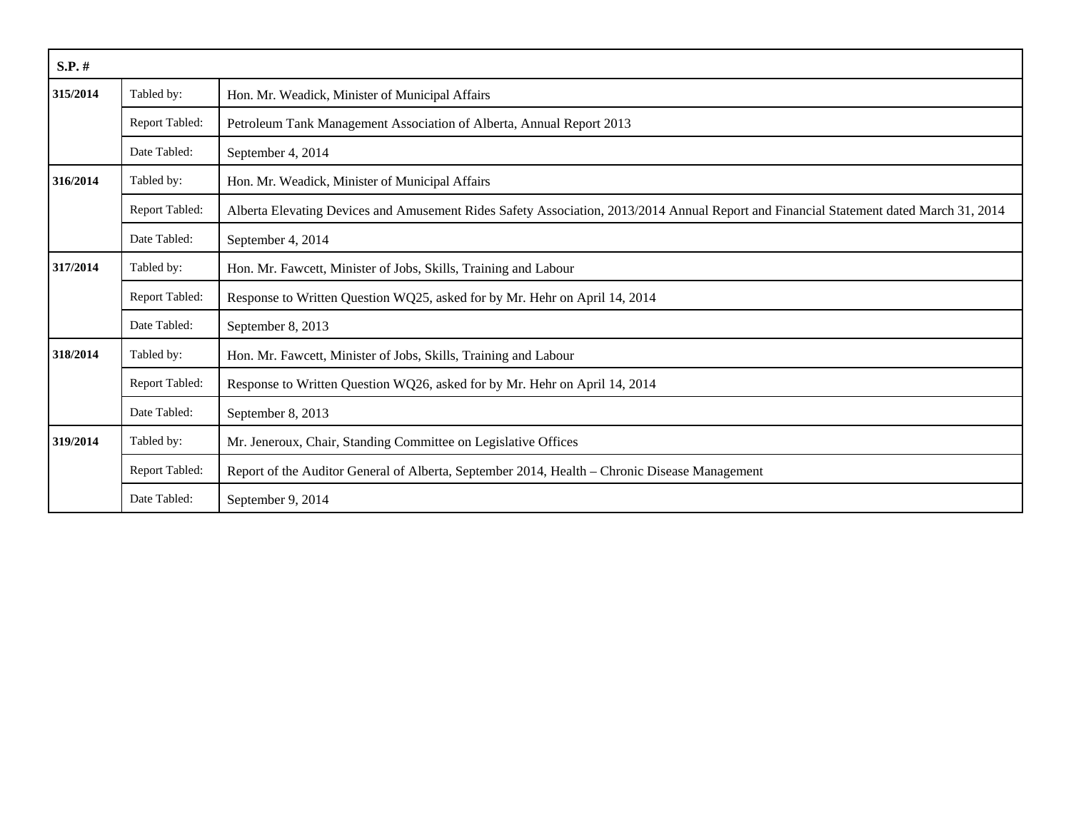| S.P. # | | |
|---|---|---|
| **315/2014** | Tabled by: | Hon. Mr. Weadick, Minister of Municipal Affairs |
| | Report Tabled: | Petroleum Tank Management Association of Alberta, Annual Report 2013 |
| | Date Tabled: | September 4, 2014 |
| **316/2014** | Tabled by: | Hon. Mr. Weadick, Minister of Municipal Affairs |
| | Report Tabled: | Alberta Elevating Devices and Amusement Rides Safety Association, 2013/2014 Annual Report and Financial Statement dated March 31, 2014 |
| | Date Tabled: | September 4, 2014 |
| **317/2014** | Tabled by: | Hon. Mr. Fawcett, Minister of Jobs, Skills, Training and Labour |
| | Report Tabled: | Response to Written Question WQ25, asked for by Mr. Hehr on April 14, 2014 |
| | Date Tabled: | September 8, 2013 |
| **318/2014** | Tabled by: | Hon. Mr. Fawcett, Minister of Jobs, Skills, Training and Labour |
| | Report Tabled: | Response to Written Question WQ26, asked for by Mr. Hehr on April 14, 2014 |
| | Date Tabled: | September 8, 2013 |
| **319/2014** | Tabled by: | Mr. Jeneroux, Chair, Standing Committee on Legislative Offices |
| | Report Tabled: | Report of the Auditor General of Alberta, September 2014, Health – Chronic Disease Management |
| | Date Tabled: | September 9, 2014 |